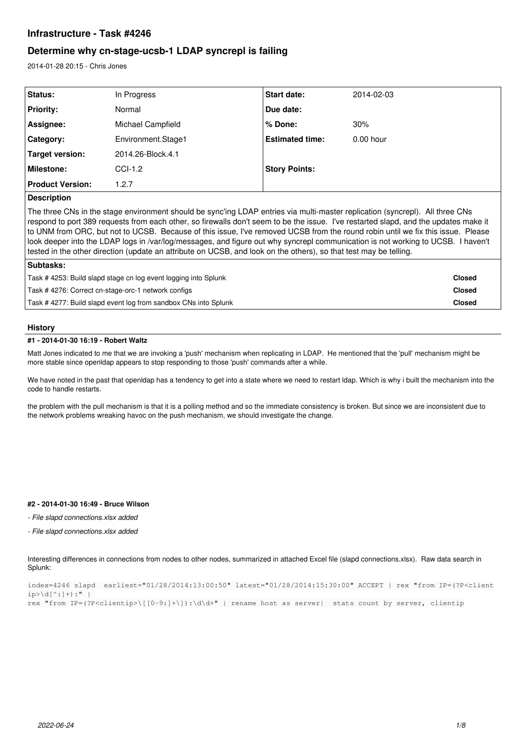# Infrastructure - Task #4246

## Determine why cn-stage-ucsb-1 LDAP syncrepl is failing

2014-01-28 20:15 - Chris Jones

| Status: | In Progress | Start date: | 2014-02-03 |
|---|---|---|---|
| Priority: | Normal | Due date: | |
| Assignee: | Michael Campfield | % Done: | 30% |
| Category: | Environment.Stage1 | Estimated time: | 0.00 hour |
| Target version: | 2014.26-Block.4.1 | | |
| Milestone: | CCI-1.2 | Story Points: | |
| Product Version: | 1.2.7 | | |

**Description**

The three CNs in the stage environment should be sync'ing LDAP entries via multi-master replication (syncrepl). All three CNs respond to port 389 requests from each other, so firewalls don't seem to be the issue. I've restarted slapd, and the updates make it to UNM from ORC, but not to UCSB. Because of this issue, I've removed UCSB from the round robin until we fix this issue. Please look deeper into the LDAP logs in /var/log/messages, and figure out why syncrepl communication is not working to UCSB. I haven't tested in the other direction (update an attribute on UCSB, and look on the others), so that test may be telling.

**Subtasks:**

| | |
|---|---|
| Task # 4253: Build slapd stage cn log event logging into Splunk | **Closed** |
| Task # 4276: Correct cn-stage-orc-1 network configs | **Closed** |
| Task # 4277: Build slapd event log from sandbox CNs into Splunk | **Closed** |

## History

#### #1 - 2014-01-30 16:19 - Robert Waltz

Matt Jones indicated to me that we are invoking a 'push' mechanism when replicating in LDAP. He mentioned that the 'pull' mechanism might be more stable since openldap appears to stop responding to those 'push' commands after a while.

We have noted in the past that openldap has a tendency to get into a state where we need to restart ldap. Which is why i built the mechanism into the code to handle restarts.

the problem with the pull mechanism is that it is a polling method and so the immediate consistency is broken. But since we are inconsistent due to the network problems wreaking havoc on the push mechanism, we should investigate the change.

#### #2 - 2014-01-30 16:49 - Bruce Wilson

*- File slapd connections.xlsx added*

*- File slapd connections.xlsx added*

Interesting differences in connections from nodes to other nodes, summarized in attached Excel file (slapd connections.xlsx). Raw data search in Splunk:

```
index=4246 slapd  earliest="01/28/2014:13:00:50" latest="01/28/2014:15:30:00" ACCEPT | rex "from IP=(?P<clientip>\d[^:]+):" |
rex "from IP=(?P<clientip>\[[0-9:]+\]):\d\d+" | rename host as server|  stats count by server, clientip
```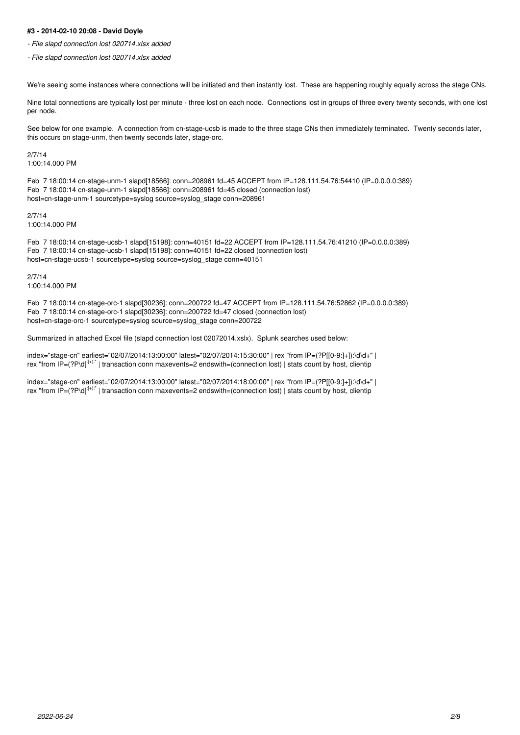**#3 - 2014-02-10 20:08 - David Doyle**

- *File slapd connection lost 020714.xlsx added*
- *File slapd connection lost 020714.xlsx added*

We're seeing some instances where connections will be initiated and then instantly lost. These are happening roughly equally across the stage CNs.

Nine total connections are typically lost per minute - three lost on each node. Connections lost in groups of three every twenty seconds, with one lost per node.

See below for one example. A connection from cn-stage-ucsb is made to the three stage CNs then immediately terminated. Twenty seconds later, this occurs on stage-unm, then twenty seconds later, stage-orc.

2/7/14
1:00:14.000 PM

Feb 7 18:00:14 cn-stage-unm-1 slapd[18566]: conn=208961 fd=45 ACCEPT from IP=128.111.54.76:54410 (IP=0.0.0.0:389)
Feb 7 18:00:14 cn-stage-unm-1 slapd[18566]: conn=208961 fd=45 closed (connection lost)
host=cn-stage-unm-1 sourcetype=syslog source=syslog_stage conn=208961

2/7/14
1:00:14.000 PM

Feb 7 18:00:14 cn-stage-ucsb-1 slapd[15198]: conn=40151 fd=22 ACCEPT from IP=128.111.54.76:41210 (IP=0.0.0.0:389)
Feb 7 18:00:14 cn-stage-ucsb-1 slapd[15198]: conn=40151 fd=22 closed (connection lost)
host=cn-stage-ucsb-1 sourcetype=syslog source=syslog_stage conn=40151

2/7/14
1:00:14.000 PM

Feb 7 18:00:14 cn-stage-orc-1 slapd[30236]: conn=200722 fd=47 ACCEPT from IP=128.111.54.76:52862 (IP=0.0.0.0:389)
Feb 7 18:00:14 cn-stage-orc-1 slapd[30236]: conn=200722 fd=47 closed (connection lost)
host=cn-stage-orc-1 sourcetype=syslog source=syslog_stage conn=200722

Summarized in attached Excel file (slapd connection lost 02072014.xslx). Splunk searches used below:

index="stage-cn" earliest="02/07/2014:13:00:00" latest="02/07/2014:15:30:00" | rex "from IP=(?P[[0-9:]+]):\d\d+" | rex "from IP=(?P\d[^:]+):" | transaction conn maxevents=2 endswith=(connection lost) | stats count by host, clientip

index="stage-cn" earliest="02/07/2014:13:00:00" latest="02/07/2014:18:00:00" | rex "from IP=(?P[[0-9:]+]):\d\d+" | rex "from IP=(?P\d[^:]+):" | transaction conn maxevents=2 endswith=(connection lost) | stats count by host, clientip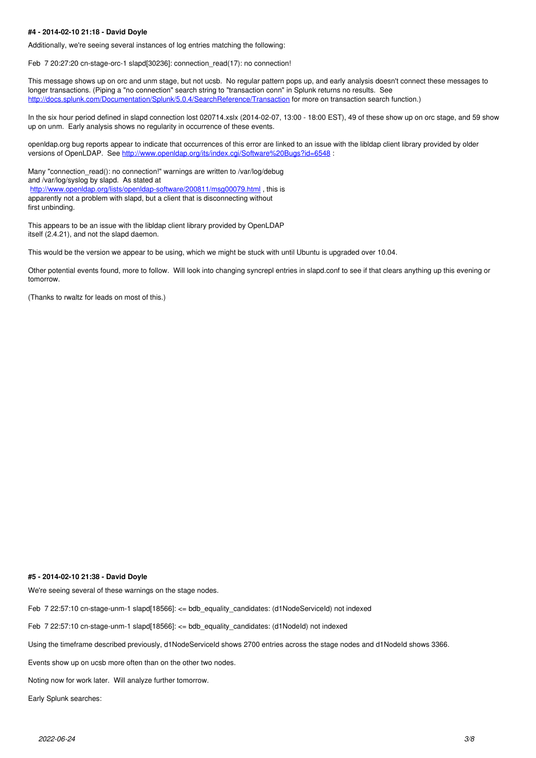**#4 - 2014-02-10 21:18 - David Doyle**

Additionally, we're seeing several instances of log entries matching the following:

Feb  7 20:27:20 cn-stage-orc-1 slapd[30236]: connection_read(17): no connection!

This message shows up on orc and unm stage, but not ucsb.  No regular pattern pops up, and early analysis doesn't connect these messages to longer transactions. (Piping a "no connection" search string to "transaction conn" in Splunk returns no results.  See http://docs.splunk.com/Documentation/Splunk/5.0.4/SearchReference/Transaction for more on transaction search function.)

In the six hour period defined in slapd connection lost 020714.xslx (2014-02-07, 13:00 - 18:00 EST), 49 of these show up on orc stage, and 59 show up on unm.  Early analysis shows no regularity in occurrence of these events.

openldap.org bug reports appear to indicate that occurrences of this error are linked to an issue with the libldap client library provided by older versions of OpenLDAP.  See http://www.openldap.org/its/index.cgi/Software%20Bugs?id=6548 :

Many "connection_read(): no connection!" warnings are written to /var/log/debug
and /var/log/syslog by slapd.  As stated at
http://www.openldap.org/lists/openldap-software/200811/msg00079.html , this is
apparently not a problem with slapd, but a client that is disconnecting without
first unbinding.

This appears to be an issue with the libldap client library provided by OpenLDAP
itself (2.4.21), and not the slapd daemon.

This would be the version we appear to be using, which we might be stuck with until Ubuntu is upgraded over 10.04.

Other potential events found, more to follow.  Will look into changing syncrepl entries in slapd.conf to see if that clears anything up this evening or tomorrow.

(Thanks to rwaltz for leads on most of this.)

**#5 - 2014-02-10 21:38 - David Doyle**

We're seeing several of these warnings on the stage nodes.

Feb  7 22:57:10 cn-stage-unm-1 slapd[18566]: <= bdb_equality_candidates: (d1NodeServiceId) not indexed

Feb  7 22:57:10 cn-stage-unm-1 slapd[18566]: <= bdb_equality_candidates: (d1NodeId) not indexed

Using the timeframe described previously, d1NodeServiceId shows 2700 entries across the stage nodes and d1NodeId shows 3366.

Events show up on ucsb more often than on the other two nodes.

Noting now for work later.  Will analyze further tomorrow.

Early Splunk searches: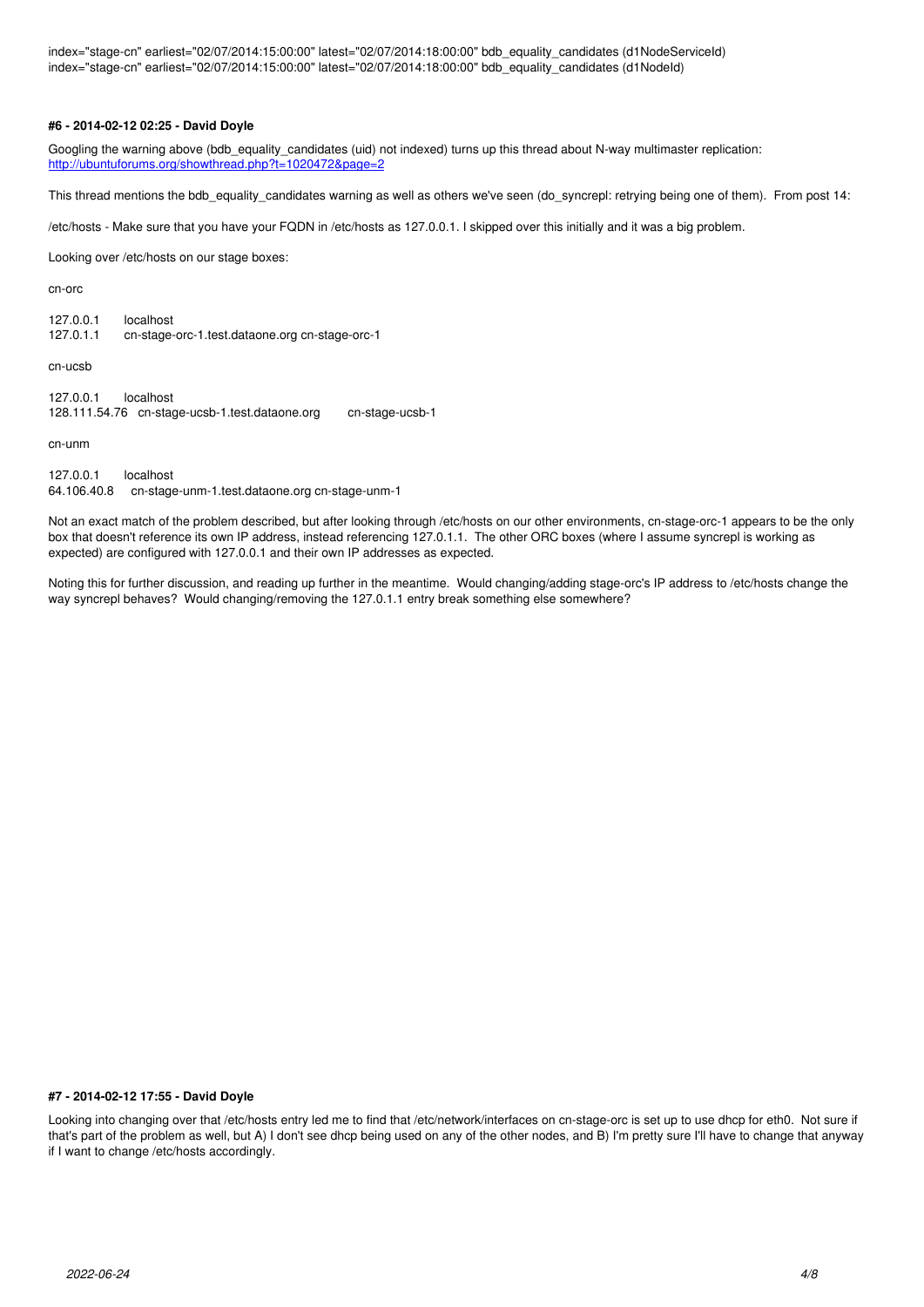index="stage-cn" earliest="02/07/2014:15:00:00" latest="02/07/2014:18:00:00" bdb_equality_candidates (d1NodeServiceId)
index="stage-cn" earliest="02/07/2014:15:00:00" latest="02/07/2014:18:00:00" bdb_equality_candidates (d1NodeId)

#### #6 - 2014-02-12 02:25 - David Doyle

Googling the warning above (bdb_equality_candidates (uid) not indexed) turns up this thread about N-way multimaster replication:
http://ubuntuforums.org/showthread.php?t=1020472&page=2

This thread mentions the bdb_equality_candidates warning as well as others we've seen (do_syncrepl: retrying being one of them). From post 14:

/etc/hosts - Make sure that you have your FQDN in /etc/hosts as 127.0.0.1. I skipped over this initially and it was a big problem.

Looking over /etc/hosts on our stage boxes:

cn-orc

```
127.0.0.1       localhost
127.0.1.1       cn-stage-orc-1.test.dataone.org cn-stage-orc-1
```

cn-ucsb

```
127.0.0.1       localhost
128.111.54.76   cn-stage-ucsb-1.test.dataone.org        cn-stage-ucsb-1
```

cn-unm

```
127.0.0.1       localhost
64.106.40.8     cn-stage-unm-1.test.dataone.org cn-stage-unm-1
```

Not an exact match of the problem described, but after looking through /etc/hosts on our other environments, cn-stage-orc-1 appears to be the only box that doesn't reference its own IP address, instead referencing 127.0.1.1. The other ORC boxes (where I assume syncrepl is working as expected) are configured with 127.0.0.1 and their own IP addresses as expected.

Noting this for further discussion, and reading up further in the meantime. Would changing/adding stage-orc's IP address to /etc/hosts change the way syncrepl behaves? Would changing/removing the 127.0.1.1 entry break something else somewhere?

#### #7 - 2014-02-12 17:55 - David Doyle

Looking into changing over that /etc/hosts entry led me to find that /etc/network/interfaces on cn-stage-orc is set up to use dhcp for eth0. Not sure if that's part of the problem as well, but A) I don't see dhcp being used on any of the other nodes, and B) I'm pretty sure I'll have to change that anyway if I want to change /etc/hosts accordingly.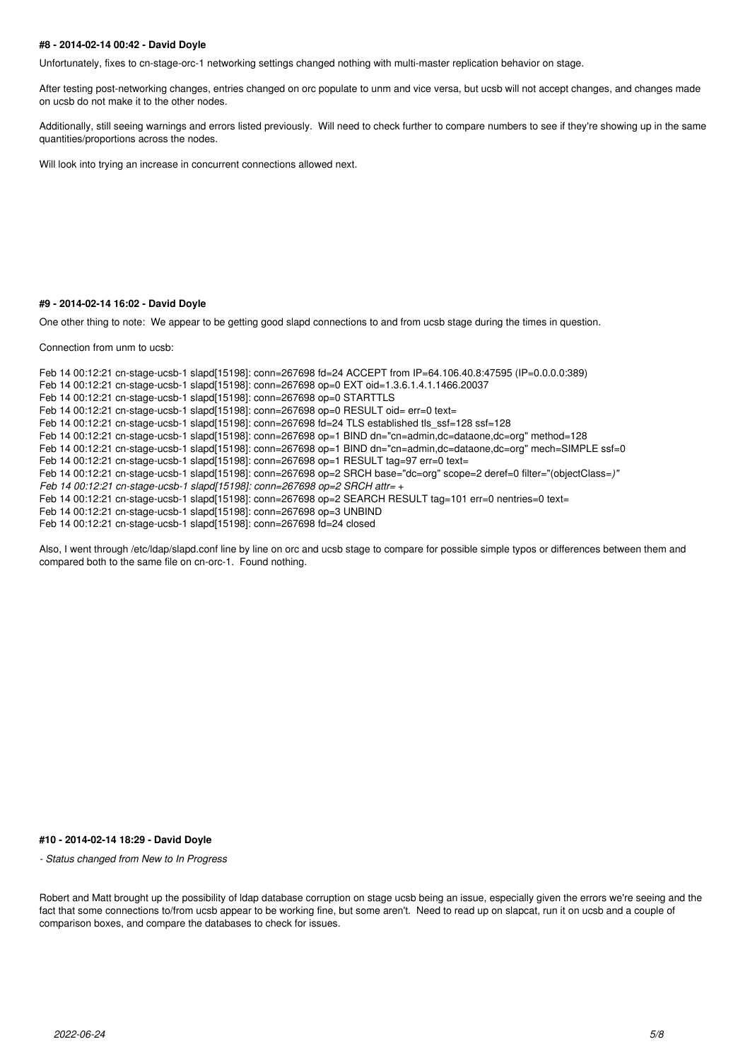#### #8 - 2014-02-14 00:42 - David Doyle

Unfortunately, fixes to cn-stage-orc-1 networking settings changed nothing with multi-master replication behavior on stage.

After testing post-networking changes, entries changed on orc populate to unm and vice versa, but ucsb will not accept changes, and changes made on ucsb do not make it to the other nodes.

Additionally, still seeing warnings and errors listed previously. Will need to check further to compare numbers to see if they're showing up in the same quantities/proportions across the nodes.

Will look into trying an increase in concurrent connections allowed next.

#### #9 - 2014-02-14 16:02 - David Doyle

One other thing to note: We appear to be getting good slapd connections to and from ucsb stage during the times in question.

Connection from unm to ucsb:

```
Feb 14 00:12:21 cn-stage-ucsb-1 slapd[15198]: conn=267698 fd=24 ACCEPT from IP=64.106.40.8:47595 (IP=0.0.0.0:389)
Feb 14 00:12:21 cn-stage-ucsb-1 slapd[15198]: conn=267698 op=0 EXT oid=1.3.6.1.4.1.1466.20037
Feb 14 00:12:21 cn-stage-ucsb-1 slapd[15198]: conn=267698 op=0 STARTTLS
Feb 14 00:12:21 cn-stage-ucsb-1 slapd[15198]: conn=267698 op=0 RESULT oid= err=0 text=
Feb 14 00:12:21 cn-stage-ucsb-1 slapd[15198]: conn=267698 fd=24 TLS established tls_ssf=128 ssf=128
Feb 14 00:12:21 cn-stage-ucsb-1 slapd[15198]: conn=267698 op=1 BIND dn="cn=admin,dc=dataone,dc=org" method=128
Feb 14 00:12:21 cn-stage-ucsb-1 slapd[15198]: conn=267698 op=1 BIND dn="cn=admin,dc=dataone,dc=org" mech=SIMPLE ssf=0
Feb 14 00:12:21 cn-stage-ucsb-1 slapd[15198]: conn=267698 op=1 RESULT tag=97 err=0 text=
Feb 14 00:12:21 cn-stage-ucsb-1 slapd[15198]: conn=267698 op=2 SRCH base="dc=org" scope=2 deref=0 filter="(objectClass=)"
Feb 14 00:12:21 cn-stage-ucsb-1 slapd[15198]: conn=267698 op=2 SRCH attr= +
Feb 14 00:12:21 cn-stage-ucsb-1 slapd[15198]: conn=267698 op=2 SEARCH RESULT tag=101 err=0 nentries=0 text=
Feb 14 00:12:21 cn-stage-ucsb-1 slapd[15198]: conn=267698 op=3 UNBIND
Feb 14 00:12:21 cn-stage-ucsb-1 slapd[15198]: conn=267698 fd=24 closed
```

Also, I went through /etc/ldap/slapd.conf line by line on orc and ucsb stage to compare for possible simple typos or differences between them and compared both to the same file on cn-orc-1. Found nothing.

#### #10 - 2014-02-14 18:29 - David Doyle

*- Status changed from New to In Progress*

Robert and Matt brought up the possibility of ldap database corruption on stage ucsb being an issue, especially given the errors we're seeing and the fact that some connections to/from ucsb appear to be working fine, but some aren't. Need to read up on slapcat, run it on ucsb and a couple of comparison boxes, and compare the databases to check for issues.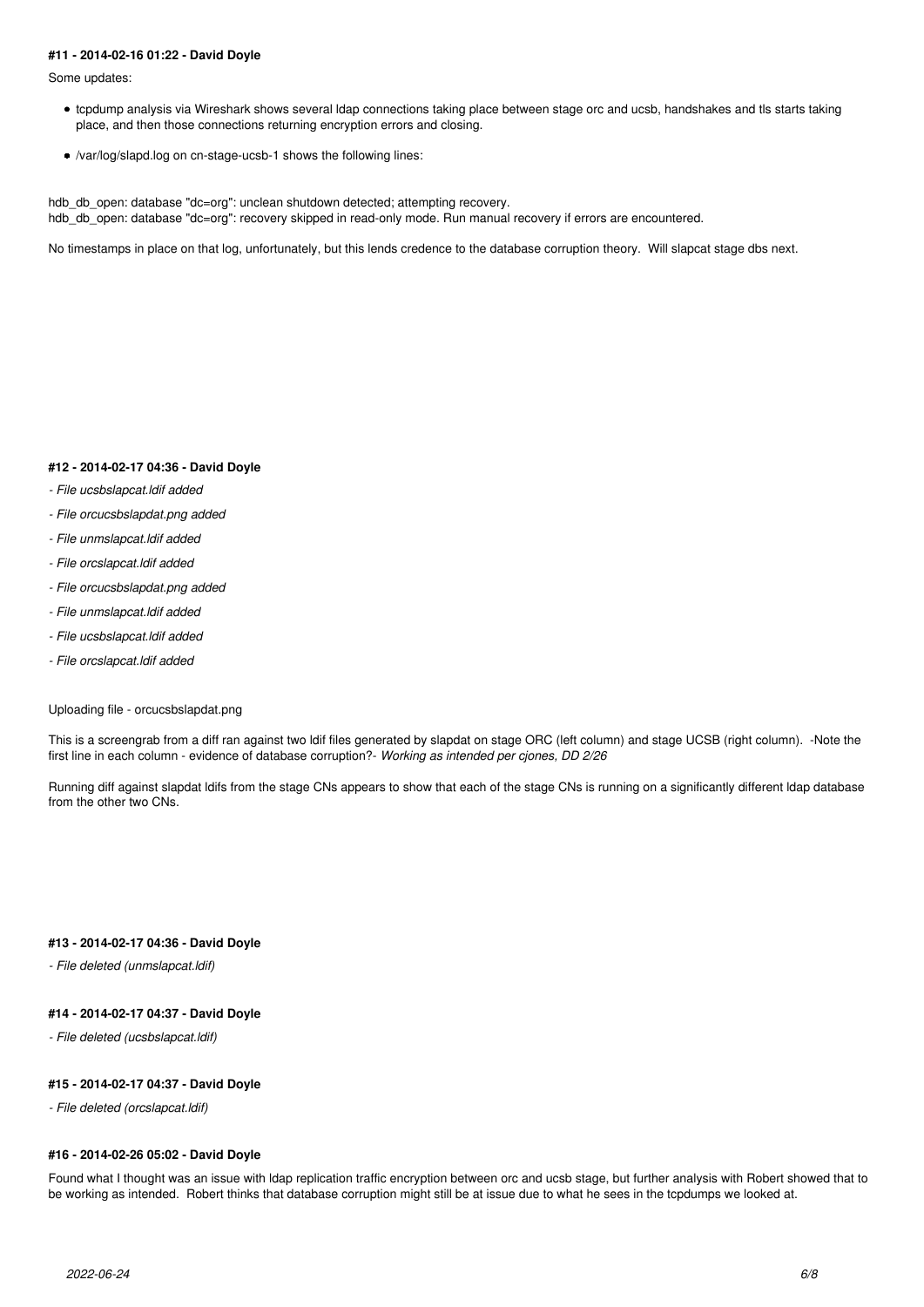#### #11 - 2014-02-16 01:22 - David Doyle

Some updates:

- tcpdump analysis via Wireshark shows several ldap connections taking place between stage orc and ucsb, handshakes and tls starts taking place, and then those connections returning encryption errors and closing.
- /var/log/slapd.log on cn-stage-ucsb-1 shows the following lines:

hdb_db_open: database "dc=org": unclean shutdown detected; attempting recovery.
hdb_db_open: database "dc=org": recovery skipped in read-only mode. Run manual recovery if errors are encountered.

No timestamps in place on that log, unfortunately, but this lends credence to the database corruption theory. Will slapcat stage dbs next.

#### #12 - 2014-02-17 04:36 - David Doyle

- *File ucsbslapcat.ldif added*
- *File orcucsbslapdat.png added*
- *File unmslapcat.ldif added*
- *File orcslapcat.ldif added*
- *File orcucsbslapdat.png added*
- *File unmslapcat.ldif added*
- *File ucsbslapcat.ldif added*
- *File orcslapcat.ldif added*

Uploading file - orcucsbslapdat.png

This is a screengrab from a diff ran against two ldif files generated by slapdat on stage ORC (left column) and stage UCSB (right column). -Note the first line in each column - evidence of database corruption?- *Working as intended per cjones, DD 2/26*

Running diff against slapdat ldifs from the stage CNs appears to show that each of the stage CNs is running on a significantly different ldap database from the other two CNs.

#### #13 - 2014-02-17 04:36 - David Doyle

- *File deleted (unmslapcat.ldif)*

#### #14 - 2014-02-17 04:37 - David Doyle

- *File deleted (ucsbslapcat.ldif)*

#### #15 - 2014-02-17 04:37 - David Doyle

- *File deleted (orcslapcat.ldif)*

#### #16 - 2014-02-26 05:02 - David Doyle

Found what I thought was an issue with ldap replication traffic encryption between orc and ucsb stage, but further analysis with Robert showed that to be working as intended. Robert thinks that database corruption might still be at issue due to what he sees in the tcpdumps we looked at.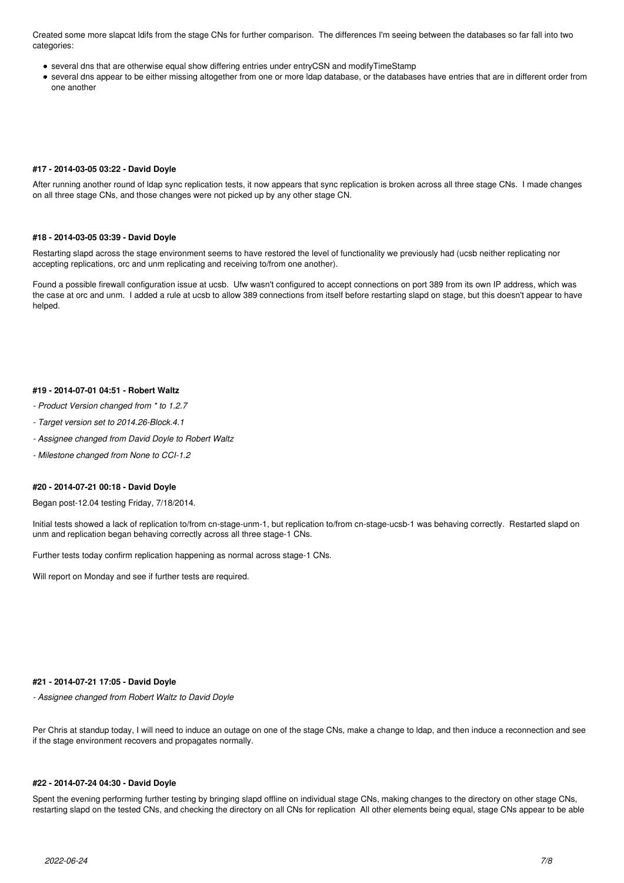Created some more slapcat ldifs from the stage CNs for further comparison. The differences I'm seeing between the databases so far fall into two categories:

- several dns that are otherwise equal show differing entries under entryCSN and modifyTimeStamp
- several dns appear to be either missing altogether from one or more ldap database, or the databases have entries that are in different order from one another

#### #17 - 2014-03-05 03:22 - David Doyle

After running another round of ldap sync replication tests, it now appears that sync replication is broken across all three stage CNs. I made changes on all three stage CNs, and those changes were not picked up by any other stage CN.

#### #18 - 2014-03-05 03:39 - David Doyle

Restarting slapd across the stage environment seems to have restored the level of functionality we previously had (ucsb neither replicating nor accepting replications, orc and unm replicating and receiving to/from one another).

Found a possible firewall configuration issue at ucsb. Ufw wasn't configured to accept connections on port 389 from its own IP address, which was the case at orc and unm. I added a rule at ucsb to allow 389 connections from itself before restarting slapd on stage, but this doesn't appear to have helped.

#### #19 - 2014-07-01 04:51 - Robert Waltz

*- Product Version changed from * to 1.2.7*

*- Target version set to 2014.26-Block.4.1*

*- Assignee changed from David Doyle to Robert Waltz*

*- Milestone changed from None to CCI-1.2*

#### #20 - 2014-07-21 00:18 - David Doyle

Began post-12.04 testing Friday, 7/18/2014.

Initial tests showed a lack of replication to/from cn-stage-unm-1, but replication to/from cn-stage-ucsb-1 was behaving correctly. Restarted slapd on unm and replication began behaving correctly across all three stage-1 CNs.

Further tests today confirm replication happening as normal across stage-1 CNs.

Will report on Monday and see if further tests are required.

#### #21 - 2014-07-21 17:05 - David Doyle

*- Assignee changed from Robert Waltz to David Doyle*

Per Chris at standup today, I will need to induce an outage on one of the stage CNs, make a change to ldap, and then induce a reconnection and see if the stage environment recovers and propagates normally.

#### #22 - 2014-07-24 04:30 - David Doyle

Spent the evening performing further testing by bringing slapd offline on individual stage CNs, making changes to the directory on other stage CNs, restarting slapd on the tested CNs, and checking the directory on all CNs for replication All other elements being equal, stage CNs appear to be able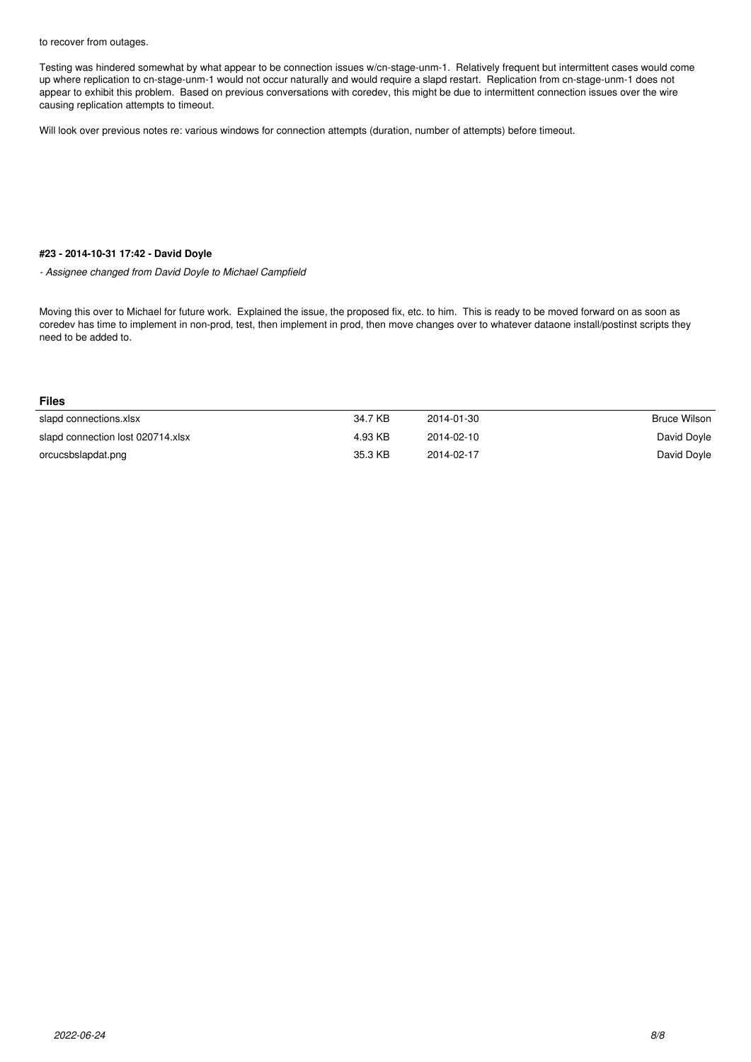to recover from outages.

Testing was hindered somewhat by what appear to be connection issues w/cn-stage-unm-1. Relatively frequent but intermittent cases would come up where replication to cn-stage-unm-1 would not occur naturally and would require a slapd restart. Replication from cn-stage-unm-1 does not appear to exhibit this problem. Based on previous conversations with coredev, this might be due to intermittent connection issues over the wire causing replication attempts to timeout.

Will look over previous notes re: various windows for connection attempts (duration, number of attempts) before timeout.

#### #23 - 2014-10-31 17:42 - David Doyle

*- Assignee changed from David Doyle to Michael Campfield*

Moving this over to Michael for future work. Explained the issue, the proposed fix, etc. to him. This is ready to be moved forward on as soon as coredev has time to implement in non-prod, test, then implement in prod, then move changes over to whatever dataone install/postinst scripts they need to be added to.

### Files

| | | | |
|---|---|---|---|
| slapd connections.xlsx | 34.7 KB | 2014-01-30 | Bruce Wilson |
| slapd connection lost 020714.xlsx | 4.93 KB | 2014-02-10 | David Doyle |
| orcucsbslapdat.png | 35.3 KB | 2014-02-17 | David Doyle |